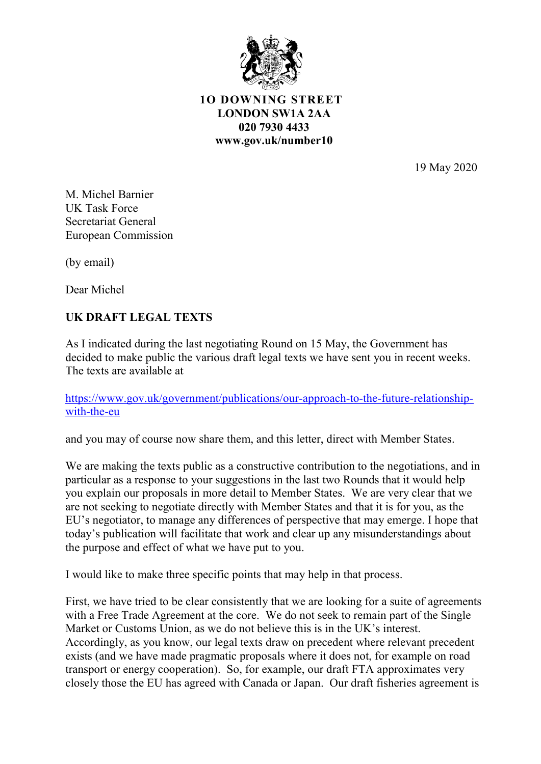**10 DOWNING STREET**
**LONDON SW1A 2AA**
**020 7930 4433**
**www.gov.uk/number10**

19 May 2020

M. Michel Barnier
UK Task Force
Secretariat General
European Commission

(by email)

Dear Michel

**UK DRAFT LEGAL TEXTS**

As I indicated during the last negotiating Round on 15 May, the Government has decided to make public the various draft legal texts we have sent you in recent weeks. The texts are available at

https://www.gov.uk/government/publications/our-approach-to-the-future-relationship-with-the-eu

and you may of course now share them, and this letter, direct with Member States.

We are making the texts public as a constructive contribution to the negotiations, and in particular as a response to your suggestions in the last two Rounds that it would help you explain our proposals in more detail to Member States. We are very clear that we are not seeking to negotiate directly with Member States and that it is for you, as the EU's negotiator, to manage any differences of perspective that may emerge. I hope that today's publication will facilitate that work and clear up any misunderstandings about the purpose and effect of what we have put to you.

I would like to make three specific points that may help in that process.

First, we have tried to be clear consistently that we are looking for a suite of agreements with a Free Trade Agreement at the core. We do not seek to remain part of the Single Market or Customs Union, as we do not believe this is in the UK's interest. Accordingly, as you know, our legal texts draw on precedent where relevant precedent exists (and we have made pragmatic proposals where it does not, for example on road transport or energy cooperation). So, for example, our draft FTA approximates very closely those the EU has agreed with Canada or Japan. Our draft fisheries agreement is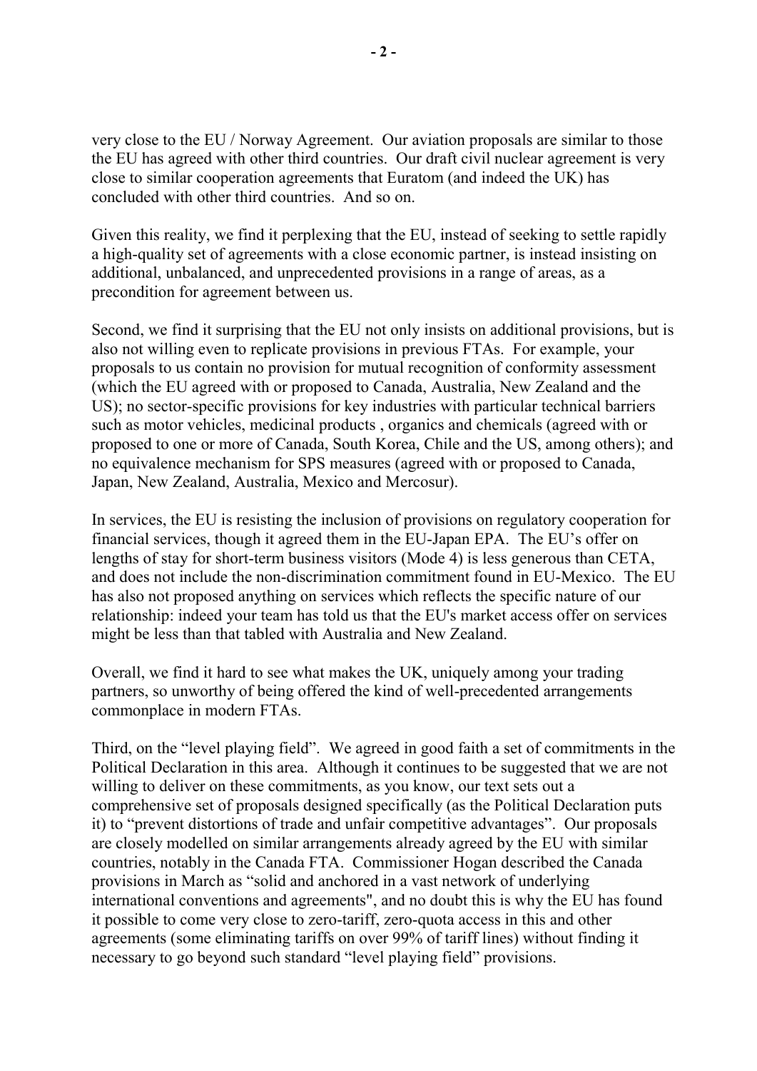very close to the EU / Norway Agreement. Our aviation proposals are similar to those the EU has agreed with other third countries. Our draft civil nuclear agreement is very close to similar cooperation agreements that Euratom (and indeed the UK) has concluded with other third countries. And so on.

Given this reality, we find it perplexing that the EU, instead of seeking to settle rapidly a high-quality set of agreements with a close economic partner, is instead insisting on additional, unbalanced, and unprecedented provisions in a range of areas, as a precondition for agreement between us.

Second, we find it surprising that the EU not only insists on additional provisions, but is also not willing even to replicate provisions in previous FTAs. For example, your proposals to us contain no provision for mutual recognition of conformity assessment (which the EU agreed with or proposed to Canada, Australia, New Zealand and the US); no sector-specific provisions for key industries with particular technical barriers such as motor vehicles, medicinal products , organics and chemicals (agreed with or proposed to one or more of Canada, South Korea, Chile and the US, among others); and no equivalence mechanism for SPS measures (agreed with or proposed to Canada, Japan, New Zealand, Australia, Mexico and Mercosur).

In services, the EU is resisting the inclusion of provisions on regulatory cooperation for financial services, though it agreed them in the EU-Japan EPA. The EU's offer on lengths of stay for short-term business visitors (Mode 4) is less generous than CETA, and does not include the non-discrimination commitment found in EU-Mexico. The EU has also not proposed anything on services which reflects the specific nature of our relationship: indeed your team has told us that the EU's market access offer on services might be less than that tabled with Australia and New Zealand.

Overall, we find it hard to see what makes the UK, uniquely among your trading partners, so unworthy of being offered the kind of well-precedented arrangements commonplace in modern FTAs.

Third, on the "level playing field". We agreed in good faith a set of commitments in the Political Declaration in this area. Although it continues to be suggested that we are not willing to deliver on these commitments, as you know, our text sets out a comprehensive set of proposals designed specifically (as the Political Declaration puts it) to "prevent distortions of trade and unfair competitive advantages". Our proposals are closely modelled on similar arrangements already agreed by the EU with similar countries, notably in the Canada FTA. Commissioner Hogan described the Canada provisions in March as "solid and anchored in a vast network of underlying international conventions and agreements", and no doubt this is why the EU has found it possible to come very close to zero-tariff, zero-quota access in this and other agreements (some eliminating tariffs on over 99% of tariff lines) without finding it necessary to go beyond such standard "level playing field" provisions.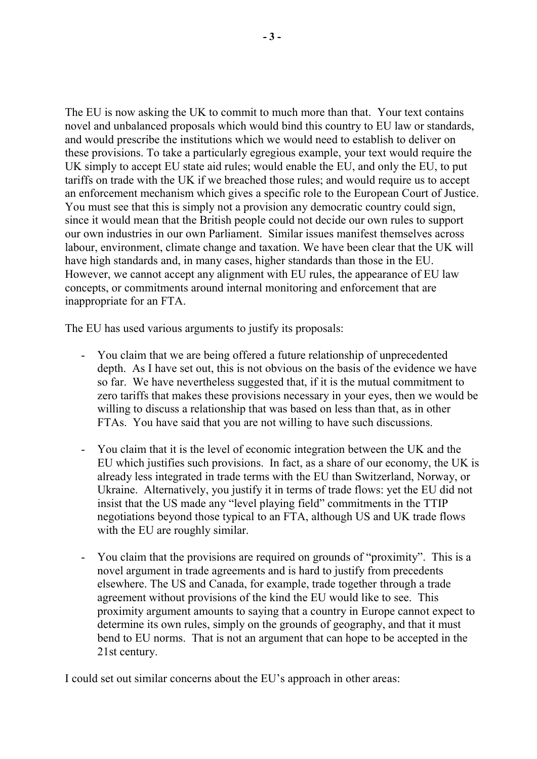The EU is now asking the UK to commit to much more than that. Your text contains novel and unbalanced proposals which would bind this country to EU law or standards, and would prescribe the institutions which we would need to establish to deliver on these provisions. To take a particularly egregious example, your text would require the UK simply to accept EU state aid rules; would enable the EU, and only the EU, to put tariffs on trade with the UK if we breached those rules; and would require us to accept an enforcement mechanism which gives a specific role to the European Court of Justice. You must see that this is simply not a provision any democratic country could sign, since it would mean that the British people could not decide our own rules to support our own industries in our own Parliament. Similar issues manifest themselves across labour, environment, climate change and taxation. We have been clear that the UK will have high standards and, in many cases, higher standards than those in the EU. However, we cannot accept any alignment with EU rules, the appearance of EU law concepts, or commitments around internal monitoring and enforcement that are inappropriate for an FTA.

The EU has used various arguments to justify its proposals:

- You claim that we are being offered a future relationship of unprecedented depth. As I have set out, this is not obvious on the basis of the evidence we have so far. We have nevertheless suggested that, if it is the mutual commitment to zero tariffs that makes these provisions necessary in your eyes, then we would be willing to discuss a relationship that was based on less than that, as in other FTAs. You have said that you are not willing to have such discussions.

- You claim that it is the level of economic integration between the UK and the EU which justifies such provisions. In fact, as a share of our economy, the UK is already less integrated in trade terms with the EU than Switzerland, Norway, or Ukraine. Alternatively, you justify it in terms of trade flows: yet the EU did not insist that the US made any "level playing field" commitments in the TTIP negotiations beyond those typical to an FTA, although US and UK trade flows with the EU are roughly similar.

- You claim that the provisions are required on grounds of "proximity". This is a novel argument in trade agreements and is hard to justify from precedents elsewhere. The US and Canada, for example, trade together through a trade agreement without provisions of the kind the EU would like to see. This proximity argument amounts to saying that a country in Europe cannot expect to determine its own rules, simply on the grounds of geography, and that it must bend to EU norms. That is not an argument that can hope to be accepted in the 21st century.

I could set out similar concerns about the EU's approach in other areas: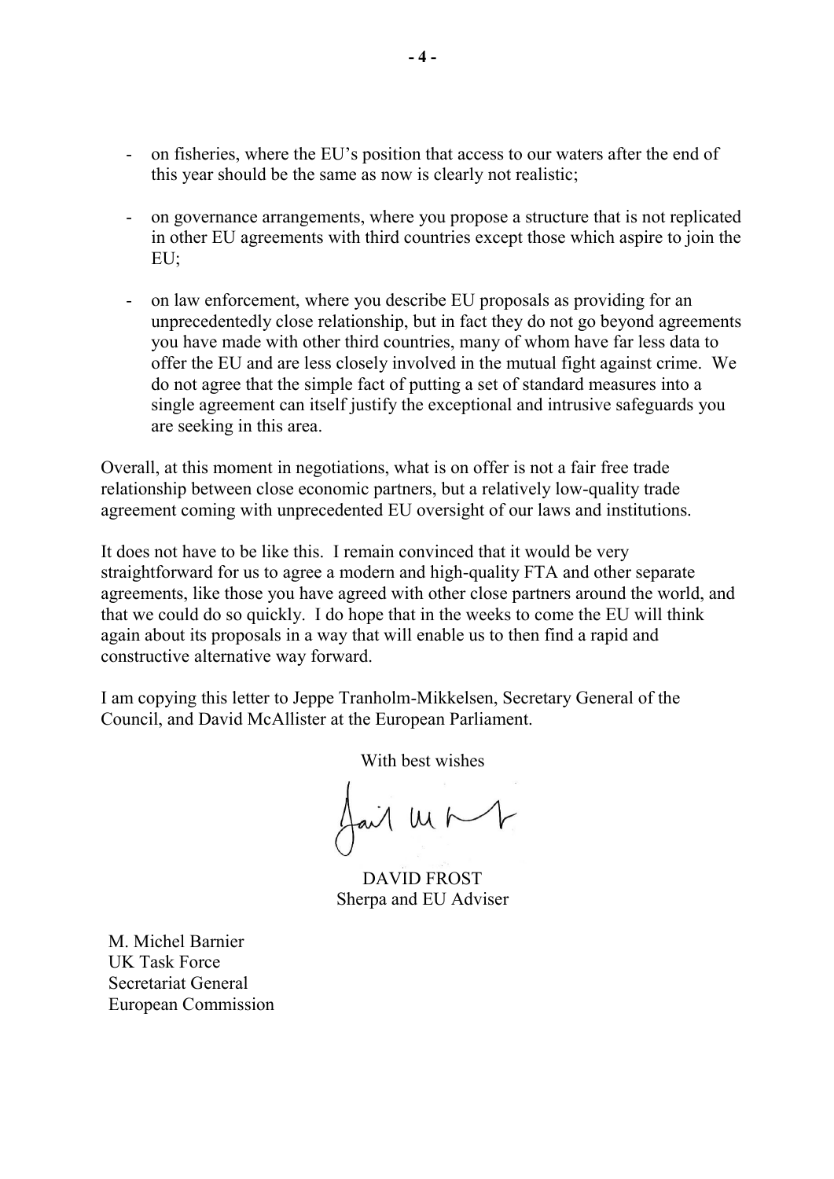- on fisheries, where the EU's position that access to our waters after the end of this year should be the same as now is clearly not realistic;

- on governance arrangements, where you propose a structure that is not replicated in other EU agreements with third countries except those which aspire to join the EU;

- on law enforcement, where you describe EU proposals as providing for an unprecedentedly close relationship, but in fact they do not go beyond agreements you have made with other third countries, many of whom have far less data to offer the EU and are less closely involved in the mutual fight against crime. We do not agree that the simple fact of putting a set of standard measures into a single agreement can itself justify the exceptional and intrusive safeguards you are seeking in this area.

Overall, at this moment in negotiations, what is on offer is not a fair free trade relationship between close economic partners, but a relatively low-quality trade agreement coming with unprecedented EU oversight of our laws and institutions.

It does not have to be like this. I remain convinced that it would be very straightforward for us to agree a modern and high-quality FTA and other separate agreements, like those you have agreed with other close partners around the world, and that we could do so quickly. I do hope that in the weeks to come the EU will think again about its proposals in a way that will enable us to then find a rapid and constructive alternative way forward.

I am copying this letter to Jeppe Tranholm-Mikkelsen, Secretary General of the Council, and David McAllister at the European Parliament.

With best wishes

DAVID FROST
Sherpa and EU Adviser

M. Michel Barnier
UK Task Force
Secretariat General
European Commission